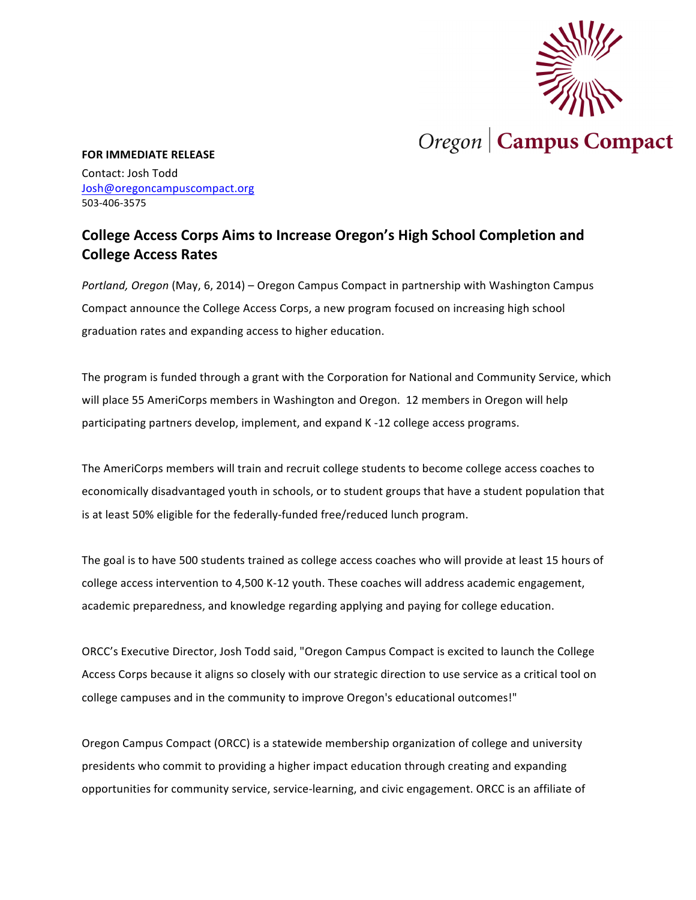Oregon | Campus Compact

**FOR IMMEDIATE RELEASE**

Contact: Josh Todd
Josh@oregoncampuscompact.org
503-406-3575

## College Access Corps Aims to Increase Oregon's High School Completion and College Access Rates

*Portland, Oregon* (May, 6, 2014) – Oregon Campus Compact in partnership with Washington Campus Compact announce the College Access Corps, a new program focused on increasing high school graduation rates and expanding access to higher education.

The program is funded through a grant with the Corporation for National and Community Service, which will place 55 AmeriCorps members in Washington and Oregon. 12 members in Oregon will help participating partners develop, implement, and expand K -12 college access programs.

The AmeriCorps members will train and recruit college students to become college access coaches to economically disadvantaged youth in schools, or to student groups that have a student population that is at least 50% eligible for the federally-funded free/reduced lunch program.

The goal is to have 500 students trained as college access coaches who will provide at least 15 hours of college access intervention to 4,500 K-12 youth. These coaches will address academic engagement, academic preparedness, and knowledge regarding applying and paying for college education.

ORCC's Executive Director, Josh Todd said, "Oregon Campus Compact is excited to launch the College Access Corps because it aligns so closely with our strategic direction to use service as a critical tool on college campuses and in the community to improve Oregon's educational outcomes!"

Oregon Campus Compact (ORCC) is a statewide membership organization of college and university presidents who commit to providing a higher impact education through creating and expanding opportunities for community service, service-learning, and civic engagement. ORCC is an affiliate of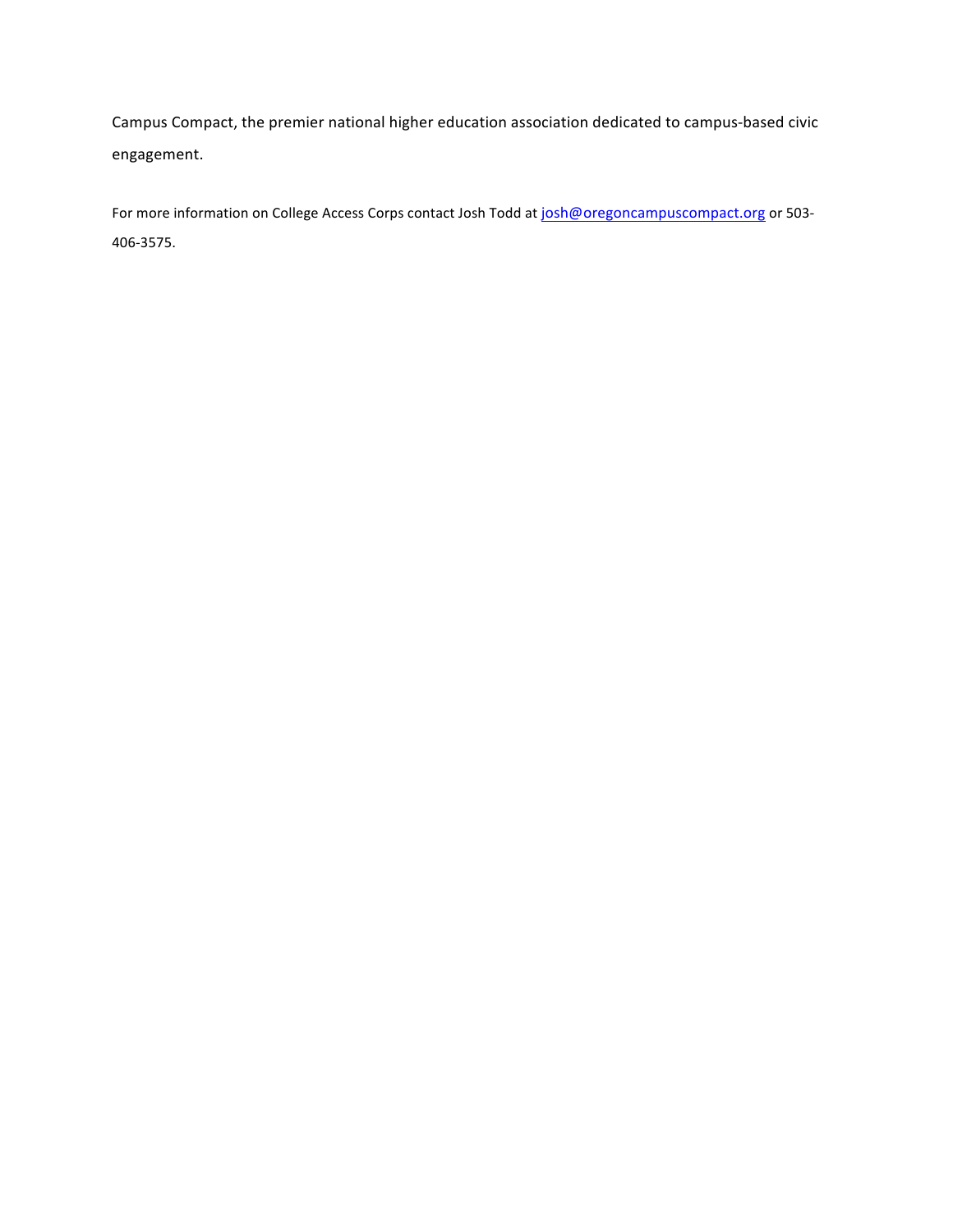Campus Compact, the premier national higher education association dedicated to campus-based civic engagement.

For more information on College Access Corps contact Josh Todd at josh@oregoncampuscompact.org or 503-406-3575.